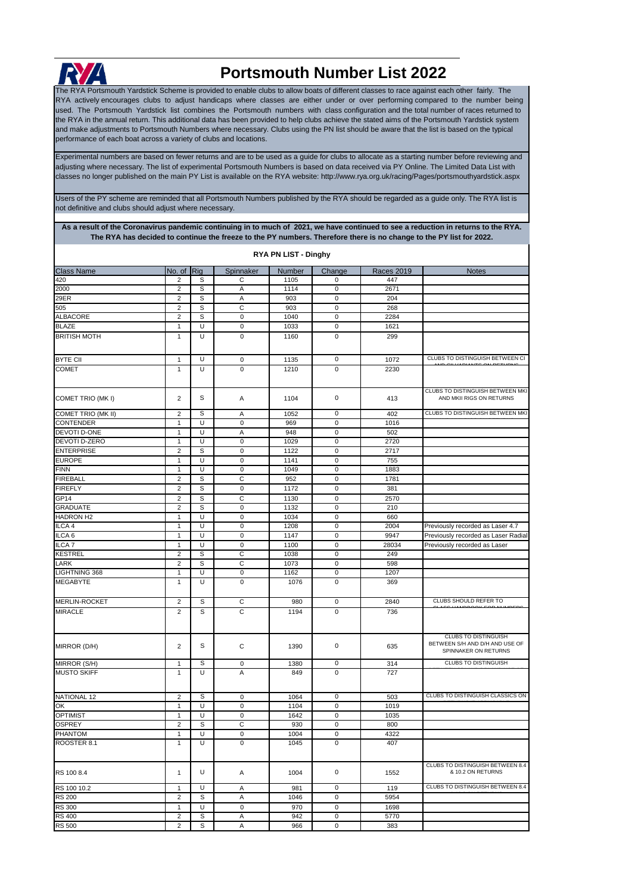# Portsmouth Number List 2022

The RYA Portsmouth Yardstick Scheme is provided to enable clubs to allow boats of different classes to race against each other fairly. The RYA actively encourages clubs to adjust handicaps where classes are either under or over performing compared to the number being used. The Portsmouth Yardstick list combines the Portsmouth numbers with class configuration and the total number of races returned to the RYA in the annual return. This additional data has been provided to help clubs achieve the stated aims of the Portsmouth Yardstick system and make adjustments to Portsmouth Numbers where necessary. Clubs using the PN list should be aware that the list is based on the typical performance of each boat across a variety of clubs and locations.

Experimental numbers are based on fewer returns and are to be used as a guide for clubs to allocate as a starting number before reviewing and adjusting where necessary. The list of experimental Portsmouth Numbers is based on data received via PY Online. The Limited Data List with classes no longer published on the main PY List is available on the RYA website: http://www.rya.org.uk/racing/Pages/portsmouthyardstick.aspx

Users of the PY scheme are reminded that all Portsmouth Numbers published by the RYA should be regarded as a guide only. The RYA list is not definitive and clubs should adjust where necessary.

**As a result of the Coronavirus pandemic continuing in to much of 2021, we have continued to see a reduction in returns to the RYA. The RYA has decided to continue the freeze to the PY numbers. Therefore there is no change to the PY list for 2022.**

**RYA PN LIST - Dinghy**

| Class Name | No. of | Rig | Spinnaker | Number | Change | Races 2019 | Notes |
|---|---|---|---|---|---|---|---|
| 420 | 2 | S | C | 1105 | 0 | 447 | |
| 2000 | 2 | S | A | 1114 | 0 | 2671 | |
| 29ER | 2 | S | A | 903 | 0 | 204 | |
| 505 | 2 | S | C | 903 | 0 | 268 | |
| ALBACORE | 2 | S | 0 | 1040 | 0 | 2284 | |
| BLAZE | 1 | U | 0 | 1033 | 0 | 1621 | |
| BRITISH MOTH | 1 | U | 0 | 1160 | 0 | 299 | |
| BYTE CII | 1 | U | 0 | 1135 | 0 | 1072 | CLUBS TO DISTINGUISH BETWEEN CI |
| COMET | 1 | U | 0 | 1210 | 0 | 2230 | |
| COMET TRIO (MK I) | 2 | S | A | 1104 | 0 | 413 | CLUBS TO DISTINGUISH BETWEEN MKI AND MKII RIGS ON RETURNS |
| COMET TRIO (MK II) | 2 | S | A | 1052 | 0 | 402 | CLUBS TO DISTINGUISH BETWEEN MKI |
| CONTENDER | 1 | U | 0 | 969 | 0 | 1016 | |
| DEVOTI D-ONE | 1 | U | A | 948 | 0 | 502 | |
| DEVOTI D-ZERO | 1 | U | 0 | 1029 | 0 | 2720 | |
| ENTERPRISE | 2 | S | 0 | 1122 | 0 | 2717 | |
| EUROPE | 1 | U | 0 | 1141 | 0 | 755 | |
| FINN | 1 | U | 0 | 1049 | 0 | 1883 | |
| FIREBALL | 2 | S | C | 952 | 0 | 1781 | |
| FIREFLY | 2 | S | 0 | 1172 | 0 | 381 | |
| GP14 | 2 | S | C | 1130 | 0 | 2570 | |
| GRADUATE | 2 | S | 0 | 1132 | 0 | 210 | |
| HADRON H2 | 1 | U | 0 | 1034 | 0 | 660 | |
| ILCA 4 | 1 | U | 0 | 1208 | 0 | 2004 | Previously recorded as Laser 4.7 |
| ILCA 6 | 1 | U | 0 | 1147 | 0 | 9947 | Previously recorded as Laser Radial |
| ILCA 7 | 1 | U | 0 | 1100 | 0 | 28034 | Previously recorded as Laser |
| KESTREL | 2 | S | C | 1038 | 0 | 249 | |
| LARK | 2 | S | C | 1073 | 0 | 598 | |
| LIGHTNING 368 | 1 | U | 0 | 1162 | 0 | 1207 | |
| MEGABYTE | 1 | U | 0 | 1076 | 0 | 369 | |
| MERLIN-ROCKET | 2 | S | C | 980 | 0 | 2840 | CLUBS SHOULD REFER TO |
| MIRACLE | 2 | S | C | 1194 | 0 | 736 | |
| MIRROR (D/H) | 2 | S | C | 1390 | 0 | 635 | CLUBS TO DISTINGUISH BETWEEN S/H AND D/H AND USE OF SPINNAKER ON RETURNS |
| MIRROR (S/H) | 1 | S | 0 | 1380 | 0 | 314 | CLUBS TO DISTINGUISH |
| MUSTO SKIFF | 1 | U | A | 849 | 0 | 727 | |
| NATIONAL 12 | 2 | S | 0 | 1064 | 0 | 503 | CLUBS TO DISTINGUISH CLASSICS ON |
| OK | 1 | U | 0 | 1104 | 0 | 1019 | |
| OPTIMIST | 1 | U | 0 | 1642 | 0 | 1035 | |
| OSPREY | 2 | S | C | 930 | 0 | 800 | |
| PHANTOM | 1 | U | 0 | 1004 | 0 | 4322 | |
| ROOSTER 8.1 | 1 | U | 0 | 1045 | 0 | 407 | |
| RS 100 8.4 | 1 | U | A | 1004 | 0 | 1552 | CLUBS TO DISTINGUISH BETWEEN 8.4 & 10.2 ON RETURNS |
| RS 100 10.2 | 1 | U | A | 981 | 0 | 119 | CLUBS TO DISTINGUISH BETWEEN 8.4 |
| RS 200 | 2 | S | A | 1046 | 0 | 5954 | |
| RS 300 | 1 | U | 0 | 970 | 0 | 1698 | |
| RS 400 | 2 | S | A | 942 | 0 | 5770 | |
| RS 500 | 2 | S | A | 966 | 0 | 383 | |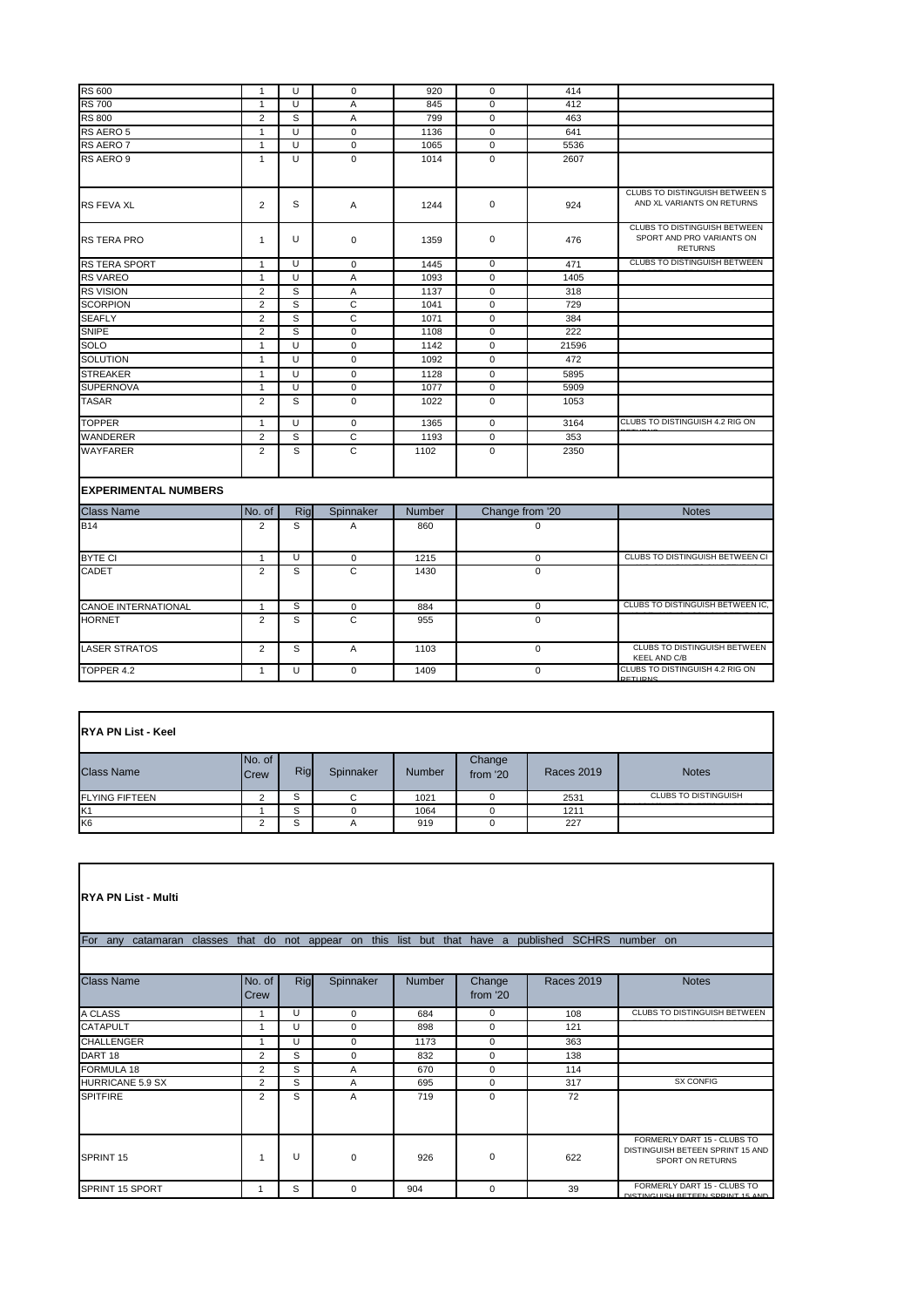| RS 600 | 1 | U | 0 | 920 | 0 | 414 | |
|---|---|---|---|---|---|---|---|
| RS 700 | 1 | U | A | 845 | 0 | 412 | |
| RS 800 | 2 | S | A | 799 | 0 | 463 | |
| RS AERO 5 | 1 | U | 0 | 1136 | 0 | 641 | |
| RS AERO 7 | 1 | U | 0 | 1065 | 0 | 5536 | |
| RS AERO 9 | 1 | U | 0 | 1014 | 0 | 2607 | |
| RS FEVA XL | 2 | S | A | 1244 | 0 | 924 | CLUBS TO DISTINGUISH BETWEEN S AND XL VARIANTS ON RETURNS |
| RS TERA PRO | 1 | U | 0 | 1359 | 0 | 476 | CLUBS TO DISTINGUISH BETWEEN SPORT AND PRO VARIANTS ON RETURNS |
| RS TERA SPORT | 1 | U | 0 | 1445 | 0 | 471 | CLUBS TO DISTINGUISH BETWEEN |
| RS VAREO | 1 | U | A | 1093 | 0 | 1405 | |
| RS VISION | 2 | S | A | 1137 | 0 | 318 | |
| SCORPION | 2 | S | C | 1041 | 0 | 729 | |
| SEAFLY | 2 | S | C | 1071 | 0 | 384 | |
| SNIPE | 2 | S | 0 | 1108 | 0 | 222 | |
| SOLO | 1 | U | 0 | 1142 | 0 | 21596 | |
| SOLUTION | 1 | U | 0 | 1092 | 0 | 472 | |
| STREAKER | 1 | U | 0 | 1128 | 0 | 5895 | |
| SUPERNOVA | 1 | U | 0 | 1077 | 0 | 5909 | |
| TASAR | 2 | S | 0 | 1022 | 0 | 1053 | |
| TOPPER | 1 | U | 0 | 1365 | 0 | 3164 | CLUBS TO DISTINGUISH 4.2 RIG ON |
| WANDERER | 2 | S | C | 1193 | 0 | 353 | |
| WAYFARER | 2 | S | C | 1102 | 0 | 2350 | |

## EXPERIMENTAL NUMBERS

| Class Name | No. of | Rig | Spinnaker | Number | Change from '20 | Notes |
|---|---|---|---|---|---|---|
| B14 | 2 | S | A | 860 | 0 | |
| BYTE CI | 1 | U | 0 | 1215 | 0 | CLUBS TO DISTINGUISH BETWEEN CI |
| CADET | 2 | S | C | 1430 | 0 | |
| CANOE INTERNATIONAL | 1 | S | 0 | 884 | 0 | CLUBS TO DISTINGUISH BETWEEN IC, |
| HORNET | 2 | S | C | 955 | 0 | |
| LASER STRATOS | 2 | S | A | 1103 | 0 | CLUBS TO DISTINGUISH BETWEEN KEEL AND C/B |
| TOPPER 4.2 | 1 | U | 0 | 1409 | 0 | CLUBS TO DISTINGUISH 4.2 RIG ON RETURNS |

## RYA PN List - Keel

| Class Name | No. of Crew | Rig | Spinnaker | Number | Change from '20 | Races 2019 | Notes |
|---|---|---|---|---|---|---|---|
| FLYING FIFTEEN | 2 | S | C | 1021 | 0 | 2531 | CLUBS TO DISTINGUISH |
| K1 | 1 | S | 0 | 1064 | 0 | 1211 | |
| K6 | 2 | S | A | 919 | 0 | 227 | |

## RYA PN List - Multi

For any catamaran classes that do not appear on this list but that have a published SCHRS number on

| Class Name | No. of Crew | Rig | Spinnaker | Number | Change from '20 | Races 2019 | Notes |
|---|---|---|---|---|---|---|---|
| A CLASS | 1 | U | 0 | 684 | 0 | 108 | CLUBS TO DISTINGUISH BETWEEN |
| CATAPULT | 1 | U | 0 | 898 | 0 | 121 | |
| CHALLENGER | 1 | U | 0 | 1173 | 0 | 363 | |
| DART 18 | 2 | S | 0 | 832 | 0 | 138 | |
| FORMULA 18 | 2 | S | A | 670 | 0 | 114 | |
| HURRICANE 5.9 SX | 2 | S | A | 695 | 0 | 317 | SX CONFIG |
| SPITFIRE | 2 | S | A | 719 | 0 | 72 | |
| SPRINT 15 | 1 | U | 0 | 926 | 0 | 622 | FORMERLY DART 15 - CLUBS TO DISTINGUISH BETEEN SPRINT 15 AND SPORT ON RETURNS |
| SPRINT 15 SPORT | 1 | S | 0 | 904 | 0 | 39 | FORMERLY DART 15 - CLUBS TO DISTINGUISH BETEEN SPRINT 15 AND |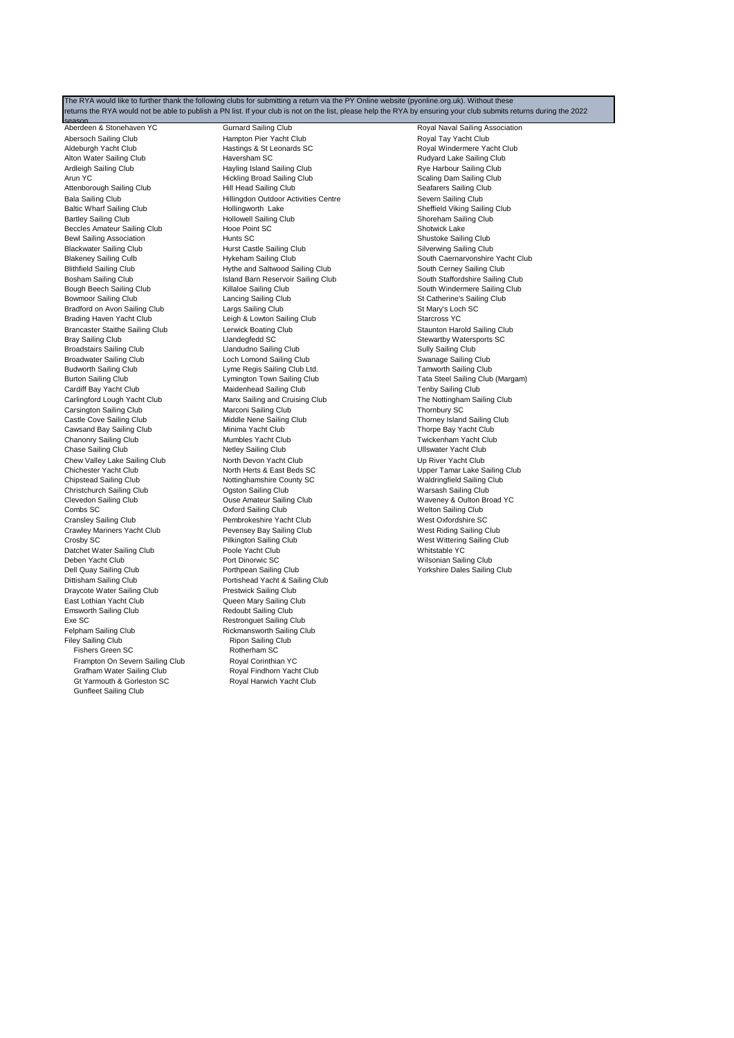The RYA would like to further thank the following clubs for submitting a return via the PY Online website (pyonline.org.uk). Without these returns the RYA would not be able to publish a PN list. If your club is not on the list, please help the RYA by ensuring your club submits returns during the 2022 season.

Aberdeen & Stonehaven YC
Abersoch Sailing Club
Aldeburgh Yacht Club
Alton Water Sailing Club
Ardleigh Sailing Club
Arun YC
Attenborough Sailing Club
Bala Sailing Club
Baltic Wharf Sailing Club
Bartley Sailing Club
Beccles Amateur Sailing Club
Bewl Sailing Association
Blackwater Sailing Club
Blakeney Sailing Culb
Blithfield Sailing Club
Bosham Sailing Club
Bough Beech Sailing Club
Bowmoor Sailing Club
Bradford on Avon Sailing Club
Brading Haven Yacht Club
Brancaster Staithe Sailing Club
Bray Sailing Club
Broadstairs Sailing Club
Broadwater Sailing Club
Budworth Sailing Club
Burton Sailing Club
Cardiff Bay Yacht Club
Carlingford Lough Yacht Club
Carsington Sailing Club
Castle Cove Sailing Club
Cawsand Bay Sailing Club
Chanonry Sailing Club
Chase Sailing Club
Chew Valley Lake Sailing Club
Chichester Yacht Club
Chipstead Sailing Club
Christchurch Sailing Club
Clevedon Sailing Club
Combs SC
Cransley Sailing Club
Crawley Mariners Yacht Club
Crosby SC
Datchet Water Sailing Club
Deben Yacht Club
Dell Quay Sailing Club
Dittisham Sailing Club
Draycote Water Sailing Club
East Lothian Yacht Club
Emsworth Sailing Club
Exe SC
Felpham Sailing Club
Filey Sailing Club
Fishers Green SC
Frampton On Severn Sailing Club
Grafham Water Sailing Club
Gt Yarmouth & Gorleston SC
Gunfleet Sailing Club
Gurnard Sailing Club
Hampton Pier Yacht Club
Hastings & St Leonards SC
Haversham SC
Hayling Island Sailing Club
Hickling Broad Sailing Club
Hill Head Sailing Club
Hillingdon Outdoor Activities Centre
Hollingworth Lake
Hollowell Sailing Club
Hooe Point SC
Hunts SC
Hurst Castle Sailing Club
Hykeham Sailing Club
Hythe and Saltwood Sailing Club
Island Barn Reservoir Sailing Club
Killaloe Sailing Club
Lancing Sailing Club
Largs Sailing Club
Leigh & Lowton Sailing Club
Lerwick Boating Club
Llandegfedd SC
Llandudno Sailing Club
Loch Lomond Sailing Club
Lyme Regis Sailing Club Ltd.
Lymington Town Sailing Club
Maidenhead Sailing Club
Manx Sailing and Cruising Club
Marconi Sailing Club
Middle Nene Sailing Club
Minima Yacht Club
Mumbles Yacht Club
Netley Sailing Club
North Devon Yacht Club
North Herts & East Beds SC
Nottinghamshire County SC
Ogston Sailing Club
Ouse Amateur Sailing Club
Oxford Sailing Club
Pembrokeshire Yacht Club
Pevensey Bay Sailing Club
Pilkington Sailing Club
Poole Yacht Club
Port Dinorwic SC
Porthpean Sailing Club
Portishead Yacht & Sailing Club
Prestwick Sailing Club
Queen Mary Sailing Club
Redoubt Sailing Club
Restronguet Sailing Club
Rickmansworth Sailing Club
Ripon Sailing Club
Rotherham SC
Royal Corinthian YC
Royal Findhorn Yacht Club
Royal Harwich Yacht Club
Royal Naval Sailing Association
Royal Tay Yacht Club
Royal Windermere Yacht Club
Rudyard Lake Sailing Club
Rye Harbour Sailing Club
Scaling Dam Sailing Club
Seafarers Sailing Club
Severn Sailing Club
Sheffield Viking Sailing Club
Shoreham Sailing Club
Shotwick Lake
Shustoke Sailing Club
Silverwing Sailing Club
South Caernarvonshire Yacht Club
South Cerney Sailing Club
South Staffordshire Sailing Club
South Windermere Sailing Club
St Catherine's Sailing Club
St Mary's Loch SC
Starcross YC
Staunton Harold Sailing Club
Stewartby Watersports SC
Sully Sailing Club
Swanage Sailing Club
Tamworth Sailing Club
Tata Steel Sailing Club (Margam)
Tenby Sailing Club
The Nottingham Sailing Club
Thornbury SC
Thorney Island Sailing Club
Thorpe Bay Yacht Club
Twickenham Yacht Club
Ullswater Yacht Club
Up River Yacht Club
Upper Tamar Lake Sailing Club
Waldringfield Sailing Club
Warsash Sailing Club
Waveney & Oulton Broad YC
Welton Sailing Club
West Oxfordshire SC
West Riding Sailing Club
West Wittering Sailing Club
Whitstable YC
Wilsonian Sailing Club
Yorkshire Dales Sailing Club